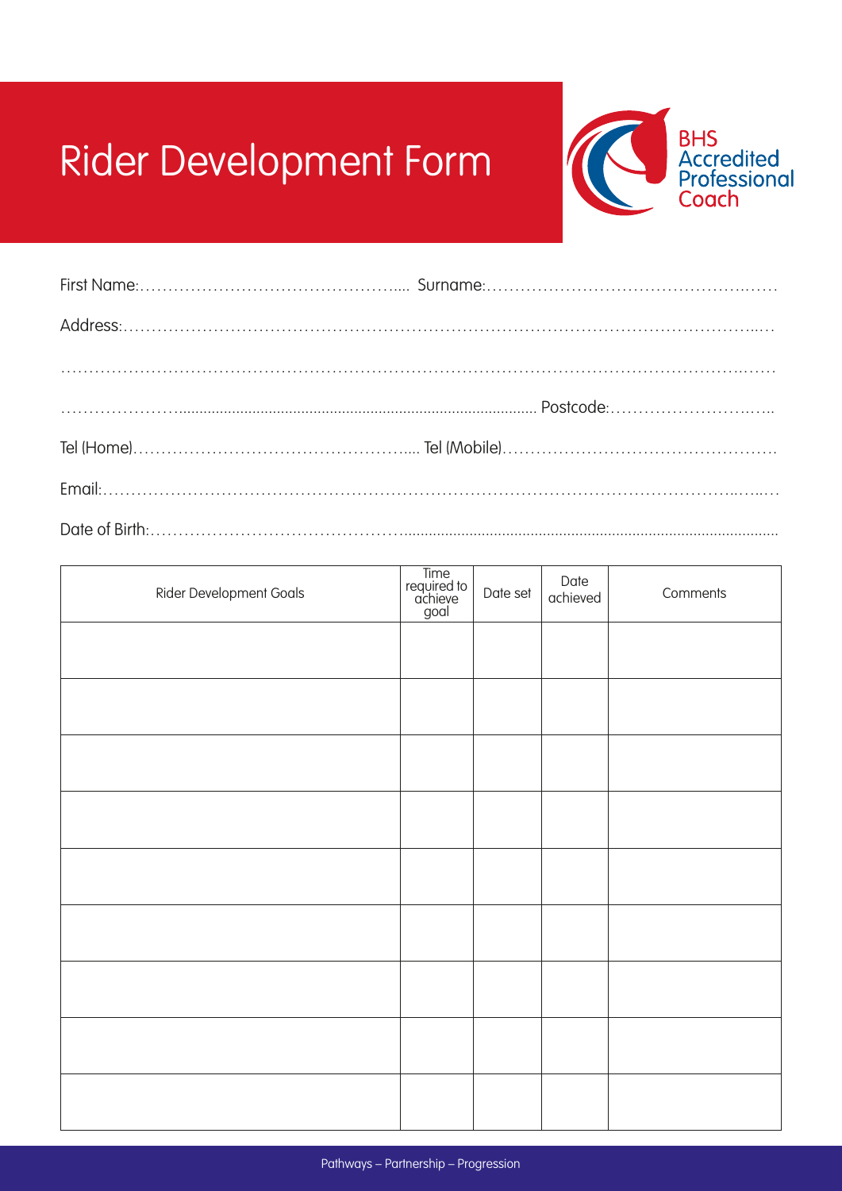# Rider Development Form

BHS Accredited Professional Coach

First Name:………………………………………….... Surname:…………………………………………..……

Address:……………………………………………………………………………………………………...…

…………………………………………………………………………………………………………….……

…………………………........................................................................................ Postcode:………………………..…..

Tel (Home)………………………………………….... Tel (Mobile)…………………………………………….

Email:………………………………………………………………………………………………..…...…

Date of Birth:………………………………………..........................................................................................

| Rider Development Goals | Time required to achieve goal | Date set | Date achieved | Comments |
|---|---|---|---|---|
| | | | | |
| | | | | |
| | | | | |
| | | | | |
| | | | | |
| | | | | |
| | | | | |
| | | | | |
| | | | | |

Pathways – Partnership – Progression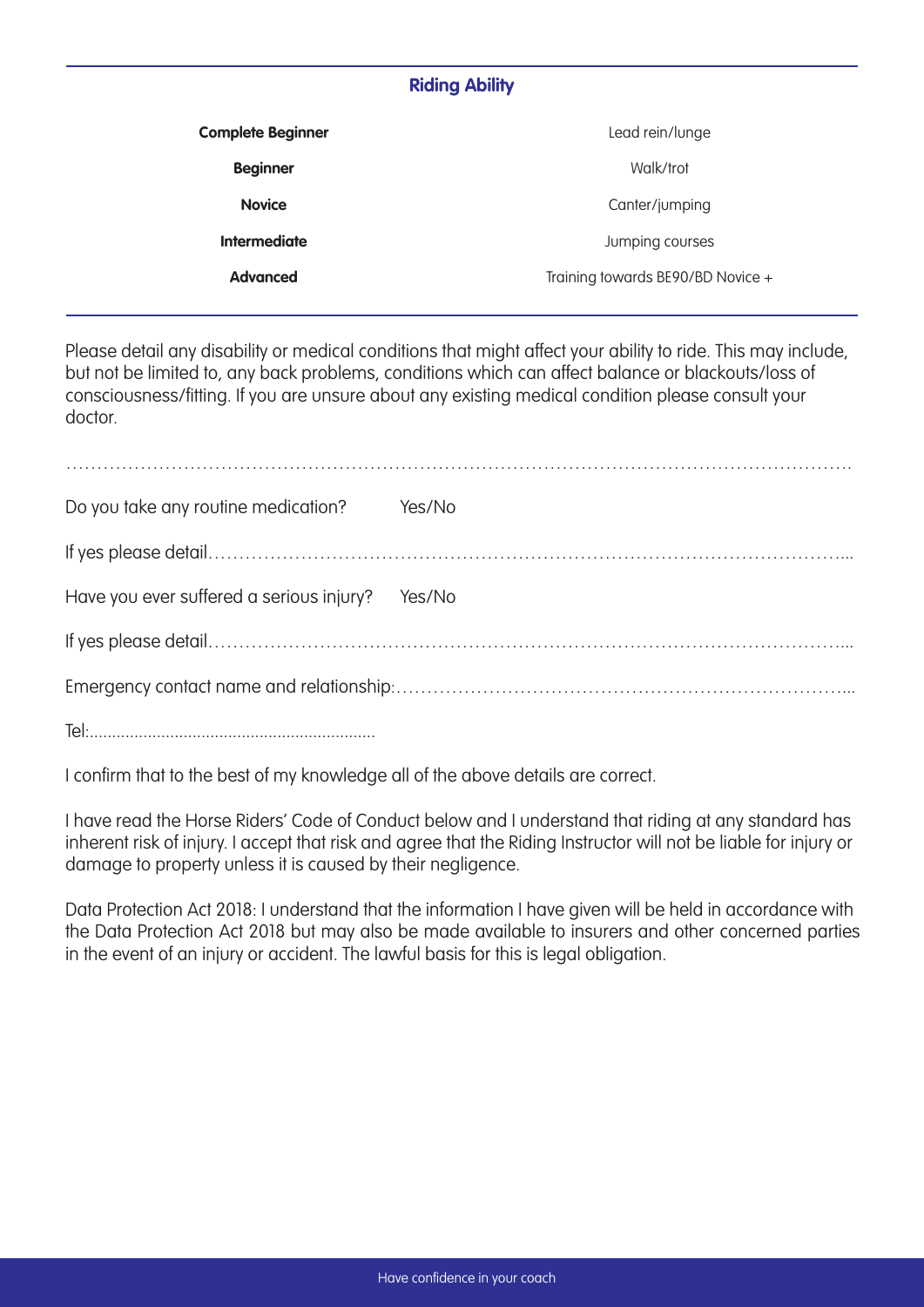## Riding Ability

| | |
|---|---|
| **Complete Beginner** | Lead rein/lunge |
| **Beginner** | Walk/trot |
| **Novice** | Canter/jumping |
| **Intermediate** | Jumping courses |
| **Advanced** | Training towards BE90/BD Novice + |

Please detail any disability or medical conditions that might affect your ability to ride. This may include, but not be limited to, any back problems, conditions which can affect balance or blackouts/loss of consciousness/fitting. If you are unsure about any existing medical condition please consult your doctor.

……………………………………………………………………………………………………………………….

Do you take any routine medication? Yes/No

If yes please detail……………………………………………………………………………………………...

Have you ever suffered a serious injury? Yes/No

If yes please detail……………………………………………………………………………………………...

Emergency contact name and relationship:…………………………………………………………………...

Tel:...............................................................

I confirm that to the best of my knowledge all of the above details are correct.

I have read the Horse Riders' Code of Conduct below and I understand that riding at any standard has inherent risk of injury. I accept that risk and agree that the Riding Instructor will not be liable for injury or damage to property unless it is caused by their negligence.

Data Protection Act 2018: I understand that the information I have given will be held in accordance with the Data Protection Act 2018 but may also be made available to insurers and other concerned parties in the event of an injury or accident. The lawful basis for this is legal obligation.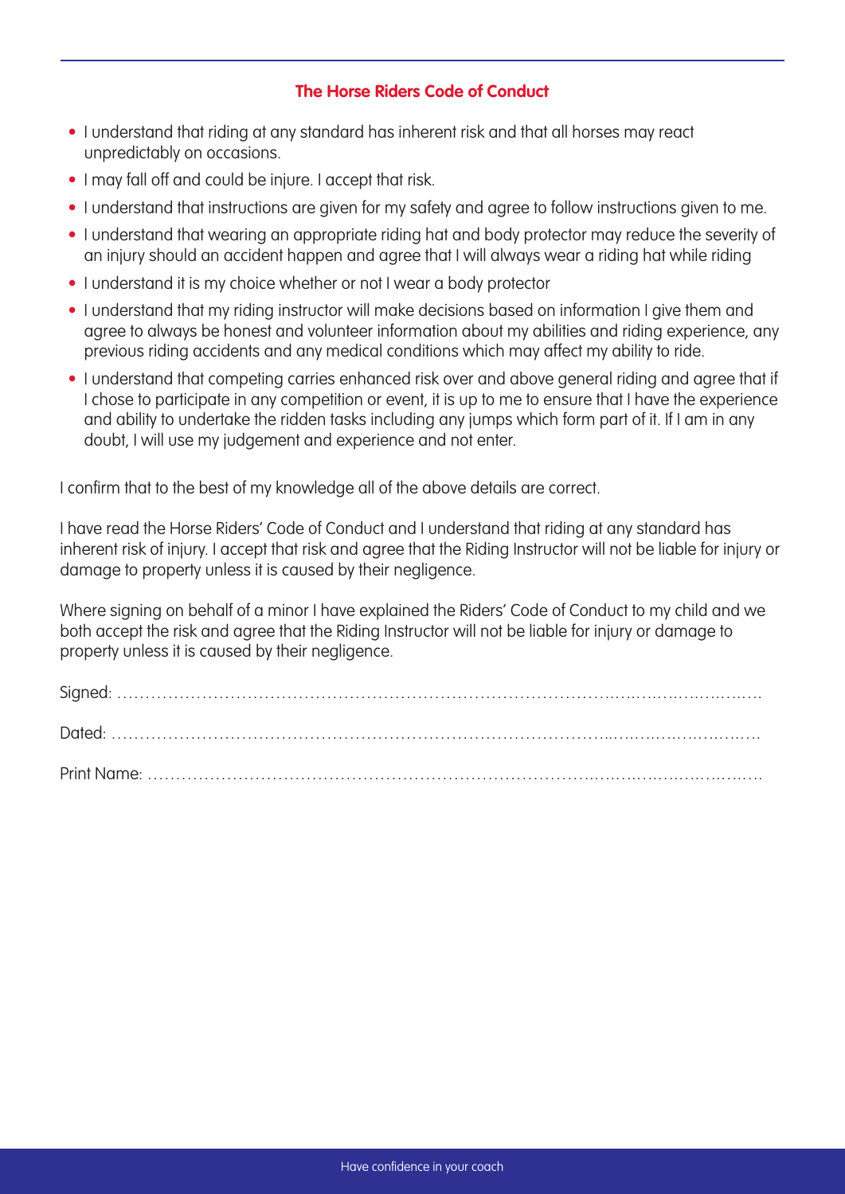## The Horse Riders Code of Conduct

- I understand that riding at any standard has inherent risk and that all horses may react unpredictably on occasions.
- I may fall off and could be injure. I accept that risk.
- I understand that instructions are given for my safety and agree to follow instructions given to me.
- I understand that wearing an appropriate riding hat and body protector may reduce the severity of an injury should an accident happen and agree that I will always wear a riding hat while riding
- I understand it is my choice whether or not I wear a body protector
- I understand that my riding instructor will make decisions based on information I give them and agree to always be honest and volunteer information about my abilities and riding experience, any previous riding accidents and any medical conditions which may affect my ability to ride.
- I understand that competing carries enhanced risk over and above general riding and agree that if I chose to participate in any competition or event, it is up to me to ensure that I have the experience and ability to undertake the ridden tasks including any jumps which form part of it. If I am in any doubt, I will use my judgement and experience and not enter.

I confirm that to the best of my knowledge all of the above details are correct.

I have read the Horse Riders' Code of Conduct and I understand that riding at any standard has inherent risk of injury. I accept that risk and agree that the Riding Instructor will not be liable for injury or damage to property unless it is caused by their negligence.

Where signing on behalf of a minor I have explained the Riders' Code of Conduct to my child and we both accept the risk and agree that the Riding Instructor will not be liable for injury or damage to property unless it is caused by their negligence.

Signed: ……………………………………………………………………………………………………………

Dated: ……………………………………………………………………………………………………………

Print Name: ………………………………………………………………………………………………………

Have confidence in your coach